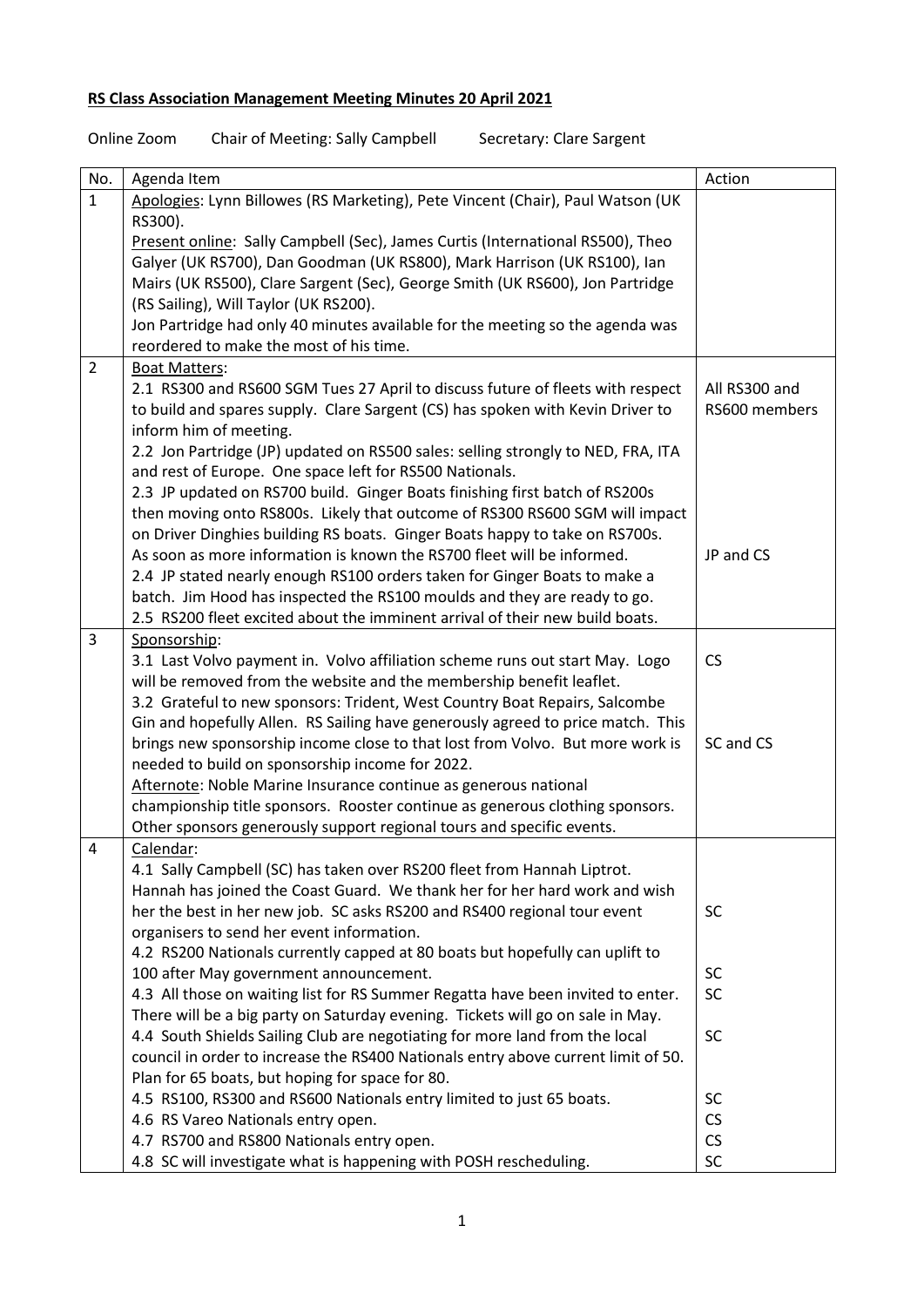**RS Class Association Management Meeting Minutes 20 April 2021**

Online Zoom    Chair of Meeting: Sally Campbell    Secretary: Clare Sargent

| No. | Agenda Item | Action |
|---|---|---|
| 1 | Apologies: Lynn Billowes (RS Marketing), Pete Vincent (Chair), Paul Watson (UK RS300).<br>Present online: Sally Campbell (Sec), James Curtis (International RS500), Theo Galyer (UK RS700), Dan Goodman (UK RS800), Mark Harrison (UK RS100), Ian Mairs (UK RS500), Clare Sargent (Sec), George Smith (UK RS600), Jon Partridge (RS Sailing), Will Taylor (UK RS200).<br>Jon Partridge had only 40 minutes available for the meeting so the agenda was reordered to make the most of his time. | |
| 2 | Boat Matters:<br>2.1 RS300 and RS600 SGM Tues 27 April to discuss future of fleets with respect to build and spares supply. Clare Sargent (CS) has spoken with Kevin Driver to inform him of meeting.<br>2.2 Jon Partridge (JP) updated on RS500 sales: selling strongly to NED, FRA, ITA and rest of Europe. One space left for RS500 Nationals.<br>2.3 JP updated on RS700 build. Ginger Boats finishing first batch of RS200s then moving onto RS800s. Likely that outcome of RS300 RS600 SGM will impact on Driver Dinghies building RS boats. Ginger Boats happy to take on RS700s. As soon as more information is known the RS700 fleet will be informed.<br>2.4 JP stated nearly enough RS100 orders taken for Ginger Boats to make a batch. Jim Hood has inspected the RS100 moulds and they are ready to go.<br>2.5 RS200 fleet excited about the imminent arrival of their new build boats. | All RS300 and RS600 members<br><br><br><br><br>JP and CS |
| 3 | Sponsorship:<br>3.1 Last Volvo payment in. Volvo affiliation scheme runs out start May. Logo will be removed from the website and the membership benefit leaflet.<br>3.2 Grateful to new sponsors: Trident, West Country Boat Repairs, Salcombe Gin and hopefully Allen. RS Sailing have generously agreed to price match. This brings new sponsorship income close to that lost from Volvo. But more work is needed to build on sponsorship income for 2022.<br>Afternote: Noble Marine Insurance continue as generous national championship title sponsors. Rooster continue as generous clothing sponsors. Other sponsors generously support regional tours and specific events. | CS<br><br><br>SC and CS |
| 4 | Calendar:<br>4.1 Sally Campbell (SC) has taken over RS200 fleet from Hannah Liptrot. Hannah has joined the Coast Guard. We thank her for her hard work and wish her the best in her new job. SC asks RS200 and RS400 regional tour event organisers to send her event information.<br>4.2 RS200 Nationals currently capped at 80 boats but hopefully can uplift to 100 after May government announcement.<br>4.3 All those on waiting list for RS Summer Regatta have been invited to enter. There will be a big party on Saturday evening. Tickets will go on sale in May.<br>4.4 South Shields Sailing Club are negotiating for more land from the local council in order to increase the RS400 Nationals entry above current limit of 50. Plan for 65 boats, but hoping for space for 80.<br>4.5 RS100, RS300 and RS600 Nationals entry limited to just 65 boats.<br>4.6 RS Vareo Nationals entry open.<br>4.7 RS700 and RS800 Nationals entry open.<br>4.8 SC will investigate what is happening with POSH rescheduling. | <br><br><br>SC<br><br>SC<br>SC<br><br>SC<br><br><br>SC<br>CS<br>CS<br>SC |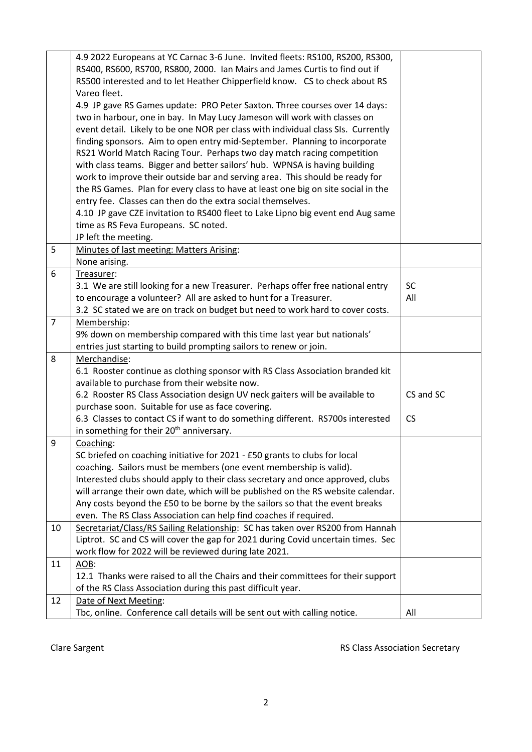| | | |
|---|---|---|
| | 4.9 2022 Europeans at YC Carnac 3-6 June. Invited fleets: RS100, RS200, RS300, RS400, RS600, RS700, RS800, 2000. Ian Mairs and James Curtis to find out if RS500 interested and to let Heather Chipperfield know. CS to check about RS Vareo fleet.<br>4.9 JP gave RS Games update: PRO Peter Saxton. Three courses over 14 days: two in harbour, one in bay. In May Lucy Jameson will work with classes on event detail. Likely to be one NOR per class with individual class SIs. Currently finding sponsors. Aim to open entry mid-September. Planning to incorporate RS21 World Match Racing Tour. Perhaps two day match racing competition with class teams. Bigger and better sailors' hub. WPNSA is having building work to improve their outside bar and serving area. This should be ready for the RS Games. Plan for every class to have at least one big on site social in the entry fee. Classes can then do the extra social themselves.<br>4.10 JP gave CZE invitation to RS400 fleet to Lake Lipno big event end Aug same time as RS Feva Europeans. SC noted.<br>JP left the meeting. | |
| 5 | Minutes of last meeting: Matters Arising:<br>None arising. | |
| 6 | Treasurer:<br>3.1 We are still looking for a new Treasurer. Perhaps offer free national entry to encourage a volunteer? All are asked to hunt for a Treasurer.<br>3.2 SC stated we are on track on budget but need to work hard to cover costs. | SC<br>All |
| 7 | Membership:<br>9% down on membership compared with this time last year but nationals' entries just starting to build prompting sailors to renew or join. | |
| 8 | Merchandise:<br>6.1 Rooster continue as clothing sponsor with RS Class Association branded kit available to purchase from their website now.<br>6.2 Rooster RS Class Association design UV neck gaiters will be available to purchase soon. Suitable for use as face covering.<br>6.3 Classes to contact CS if want to do something different. RS700s interested in something for their 20th anniversary. | CS and SC<br>CS |
| 9 | Coaching:<br>SC briefed on coaching initiative for 2021 - £50 grants to clubs for local coaching. Sailors must be members (one event membership is valid). Interested clubs should apply to their class secretary and once approved, clubs will arrange their own date, which will be published on the RS website calendar. Any costs beyond the £50 to be borne by the sailors so that the event breaks even. The RS Class Association can help find coaches if required. | |
| 10 | Secretariat/Class/RS Sailing Relationship: SC has taken over RS200 from Hannah Liptrot. SC and CS will cover the gap for 2021 during Covid uncertain times. Sec work flow for 2022 will be reviewed during late 2021. | |
| 11 | AOB:<br>12.1 Thanks were raised to all the Chairs and their committees for their support of the RS Class Association during this past difficult year. | |
| 12 | Date of Next Meeting:<br>Tbc, online. Conference call details will be sent out with calling notice. | All |

Clare Sargent — RS Class Association Secretary